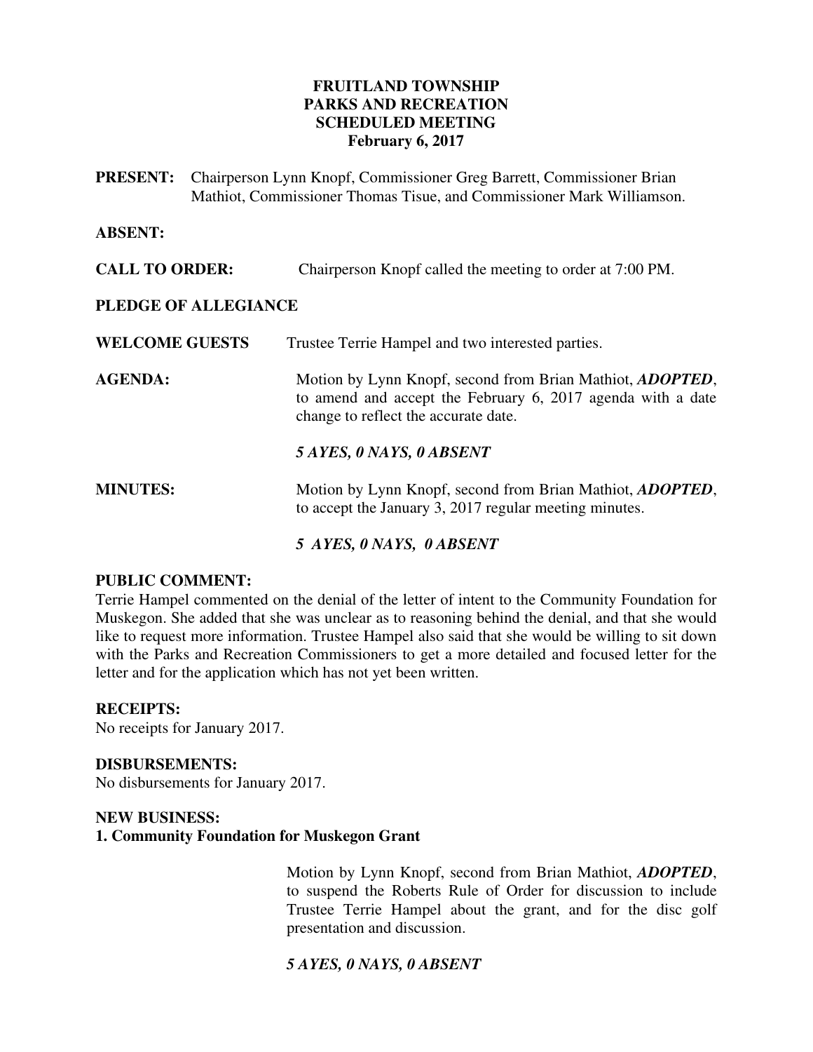**FRUITLAND TOWNSHIP**
**PARKS AND RECREATION**
**SCHEDULED MEETING**
**February 6, 2017**

**PRESENT:** Chairperson Lynn Knopf, Commissioner Greg Barrett, Commissioner Brian Mathiot, Commissioner Thomas Tisue, and Commissioner Mark Williamson.

**ABSENT:**

**CALL TO ORDER:** Chairperson Knopf called the meeting to order at 7:00 PM.

**PLEDGE OF ALLEGIANCE**

**WELCOME GUESTS** Trustee Terrie Hampel and two interested parties.

**AGENDA:** Motion by Lynn Knopf, second from Brian Mathiot, ***ADOPTED***, to amend and accept the February 6, 2017 agenda with a date change to reflect the accurate date.

***5 AYES, 0 NAYS, 0 ABSENT***

**MINUTES:** Motion by Lynn Knopf, second from Brian Mathiot, ***ADOPTED***, to accept the January 3, 2017 regular meeting minutes.

***5 AYES, 0 NAYS, 0 ABSENT***

**PUBLIC COMMENT:**
Terrie Hampel commented on the denial of the letter of intent to the Community Foundation for Muskegon. She added that she was unclear as to reasoning behind the denial, and that she would like to request more information. Trustee Hampel also said that she would be willing to sit down with the Parks and Recreation Commissioners to get a more detailed and focused letter for the letter and for the application which has not yet been written.

**RECEIPTS:**
No receipts for January 2017.

**DISBURSEMENTS:**
No disbursements for January 2017.

**NEW BUSINESS:**
**1. Community Foundation for Muskegon Grant**

Motion by Lynn Knopf, second from Brian Mathiot, ***ADOPTED***, to suspend the Roberts Rule of Order for discussion to include Trustee Terrie Hampel about the grant, and for the disc golf presentation and discussion.

***5 AYES, 0 NAYS, 0 ABSENT***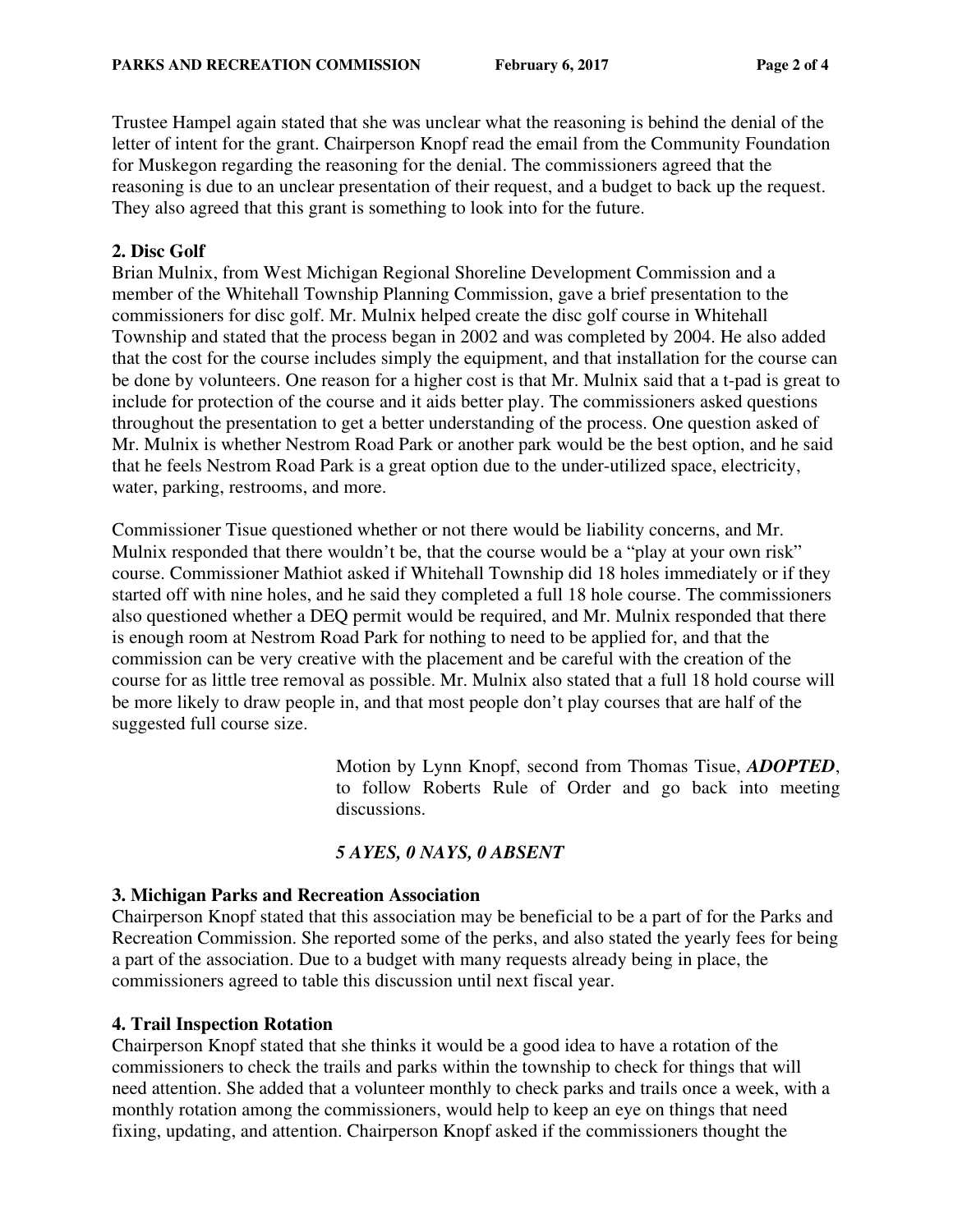Trustee Hampel again stated that she was unclear what the reasoning is behind the denial of the letter of intent for the grant. Chairperson Knopf read the email from the Community Foundation for Muskegon regarding the reasoning for the denial. The commissioners agreed that the reasoning is due to an unclear presentation of their request, and a budget to back up the request. They also agreed that this grant is something to look into for the future.

**2. Disc Golf**

Brian Mulnix, from West Michigan Regional Shoreline Development Commission and a member of the Whitehall Township Planning Commission, gave a brief presentation to the commissioners for disc golf. Mr. Mulnix helped create the disc golf course in Whitehall Township and stated that the process began in 2002 and was completed by 2004. He also added that the cost for the course includes simply the equipment, and that installation for the course can be done by volunteers. One reason for a higher cost is that Mr. Mulnix said that a t-pad is great to include for protection of the course and it aids better play. The commissioners asked questions throughout the presentation to get a better understanding of the process. One question asked of Mr. Mulnix is whether Nestrom Road Park or another park would be the best option, and he said that he feels Nestrom Road Park is a great option due to the under-utilized space, electricity, water, parking, restrooms, and more.

Commissioner Tisue questioned whether or not there would be liability concerns, and Mr. Mulnix responded that there wouldn't be, that the course would be a "play at your own risk" course. Commissioner Mathiot asked if Whitehall Township did 18 holes immediately or if they started off with nine holes, and he said they completed a full 18 hole course. The commissioners also questioned whether a DEQ permit would be required, and Mr. Mulnix responded that there is enough room at Nestrom Road Park for nothing to need to be applied for, and that the commission can be very creative with the placement and be careful with the creation of the course for as little tree removal as possible. Mr. Mulnix also stated that a full 18 hold course will be more likely to draw people in, and that most people don't play courses that are half of the suggested full course size.

> Motion by Lynn Knopf, second from Thomas Tisue, ***ADOPTED***, to follow Roberts Rule of Order and go back into meeting discussions.
>
> ***5 AYES, 0 NAYS, 0 ABSENT***

**3. Michigan Parks and Recreation Association**

Chairperson Knopf stated that this association may be beneficial to be a part of for the Parks and Recreation Commission. She reported some of the perks, and also stated the yearly fees for being a part of the association. Due to a budget with many requests already being in place, the commissioners agreed to table this discussion until next fiscal year.

**4. Trail Inspection Rotation**

Chairperson Knopf stated that she thinks it would be a good idea to have a rotation of the commissioners to check the trails and parks within the township to check for things that will need attention. She added that a volunteer monthly to check parks and trails once a week, with a monthly rotation among the commissioners, would help to keep an eye on things that need fixing, updating, and attention. Chairperson Knopf asked if the commissioners thought the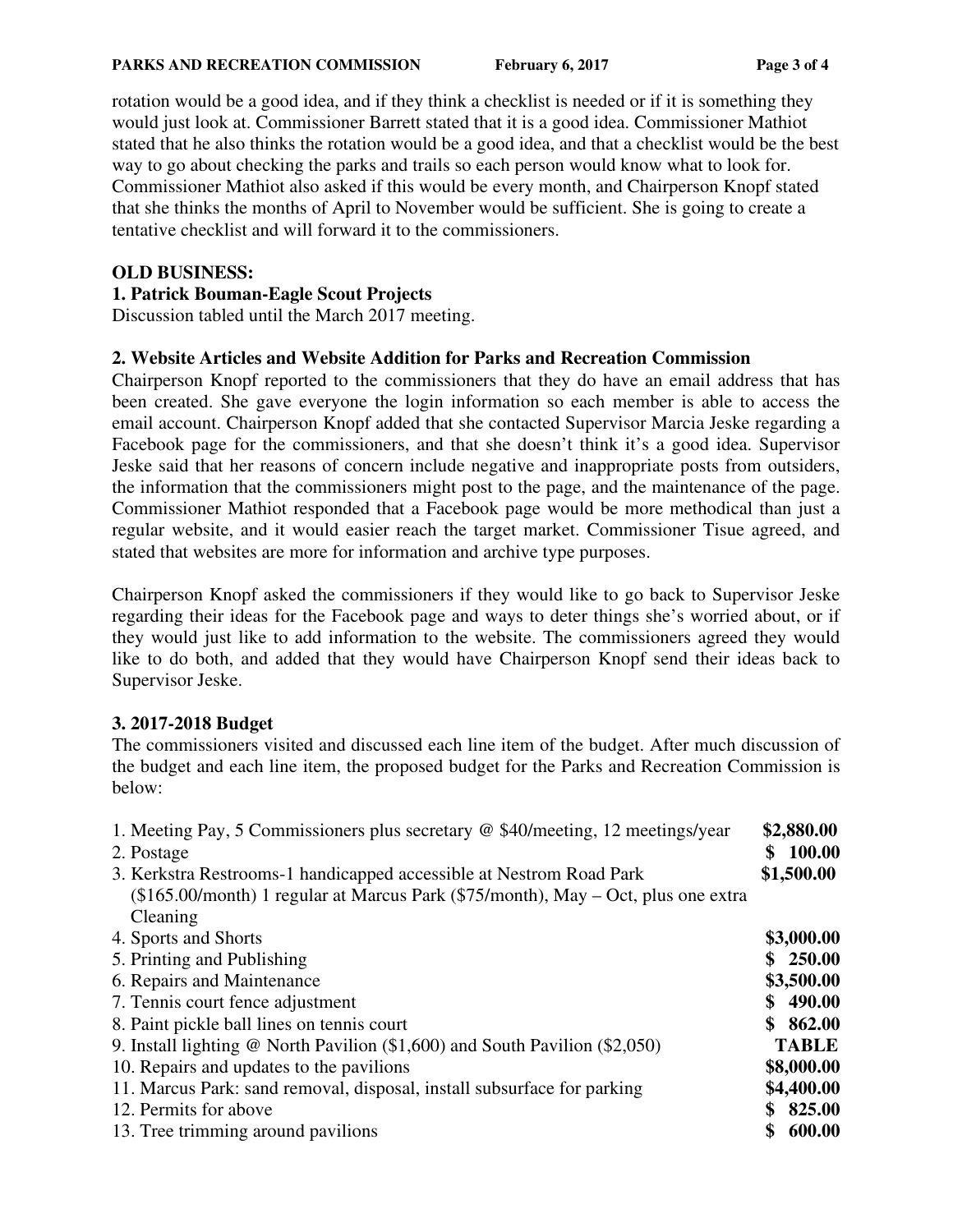rotation would be a good idea, and if they think a checklist is needed or if it is something they would just look at. Commissioner Barrett stated that it is a good idea. Commissioner Mathiot stated that he also thinks the rotation would be a good idea, and that a checklist would be the best way to go about checking the parks and trails so each person would know what to look for. Commissioner Mathiot also asked if this would be every month, and Chairperson Knopf stated that she thinks the months of April to November would be sufficient. She is going to create a tentative checklist and will forward it to the commissioners.

**OLD BUSINESS:**

**1. Patrick Bouman-Eagle Scout Projects**

Discussion tabled until the March 2017 meeting.

**2. Website Articles and Website Addition for Parks and Recreation Commission**

Chairperson Knopf reported to the commissioners that they do have an email address that has been created. She gave everyone the login information so each member is able to access the email account. Chairperson Knopf added that she contacted Supervisor Marcia Jeske regarding a Facebook page for the commissioners, and that she doesn't think it's a good idea. Supervisor Jeske said that her reasons of concern include negative and inappropriate posts from outsiders, the information that the commissioners might post to the page, and the maintenance of the page. Commissioner Mathiot responded that a Facebook page would be more methodical than just a regular website, and it would easier reach the target market. Commissioner Tisue agreed, and stated that websites are more for information and archive type purposes.

Chairperson Knopf asked the commissioners if they would like to go back to Supervisor Jeske regarding their ideas for the Facebook page and ways to deter things she's worried about, or if they would just like to add information to the website. The commissioners agreed they would like to do both, and added that they would have Chairperson Knopf send their ideas back to Supervisor Jeske.

**3. 2017-2018 Budget**

The commissioners visited and discussed each line item of the budget. After much discussion of the budget and each line item, the proposed budget for the Parks and Recreation Commission is below:

| Item | Amount |
|---|---|
| 1. Meeting Pay, 5 Commissioners plus secretary @ $40/meeting, 12 meetings/year | **$2,880.00** |
| 2. Postage | **$ 100.00** |
| 3. Kerkstra Restrooms-1 handicapped accessible at Nestrom Road Park ($165.00/month) 1 regular at Marcus Park ($75/month), May – Oct, plus one extra Cleaning | **$1,500.00** |
| 4. Sports and Shorts | **$3,000.00** |
| 5. Printing and Publishing | **$ 250.00** |
| 6. Repairs and Maintenance | **$3,500.00** |
| 7. Tennis court fence adjustment | **$ 490.00** |
| 8. Paint pickle ball lines on tennis court | **$ 862.00** |
| 9. Install lighting @ North Pavilion ($1,600) and South Pavilion ($2,050) | **TABLE** |
| 10. Repairs and updates to the pavilions | **$8,000.00** |
| 11. Marcus Park: sand removal, disposal, install subsurface for parking | **$4,400.00** |
| 12. Permits for above | **$ 825.00** |
| 13. Tree trimming around pavilions | **$ 600.00** |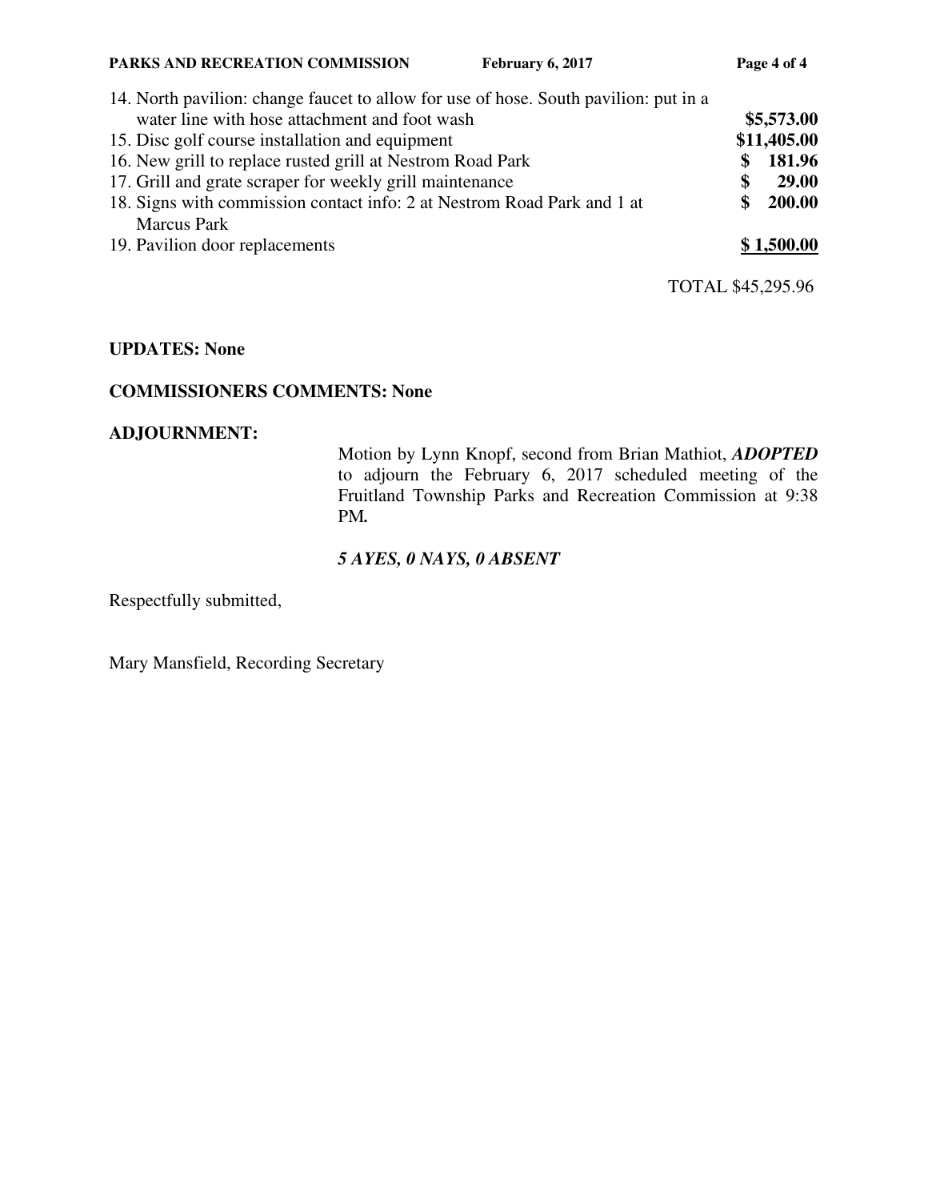14. North pavilion: change faucet to allow for use of hose. South pavilion: put in a water line with hose attachment and foot wash **$5,573.00**
15. Disc golf course installation and equipment **$11,405.00**
16. New grill to replace rusted grill at Nestrom Road Park **$ 181.96**
17. Grill and grate scraper for weekly grill maintenance **$ 29.00**
18. Signs with commission contact info: 2 at Nestrom Road Park and 1 at Marcus Park **$ 200.00**
19. Pavilion door replacements **$ 1,500.00**

TOTAL $45,295.96

**UPDATES: None**

**COMMISSIONERS COMMENTS: None**

**ADJOURNMENT:**

Motion by Lynn Knopf, second from Brian Mathiot, ***ADOPTED*** to adjourn the February 6, 2017 scheduled meeting of the Fruitland Township Parks and Recreation Commission at 9:38 PM.

***5 AYES, 0 NAYS, 0 ABSENT***

Respectfully submitted,

Mary Mansfield, Recording Secretary